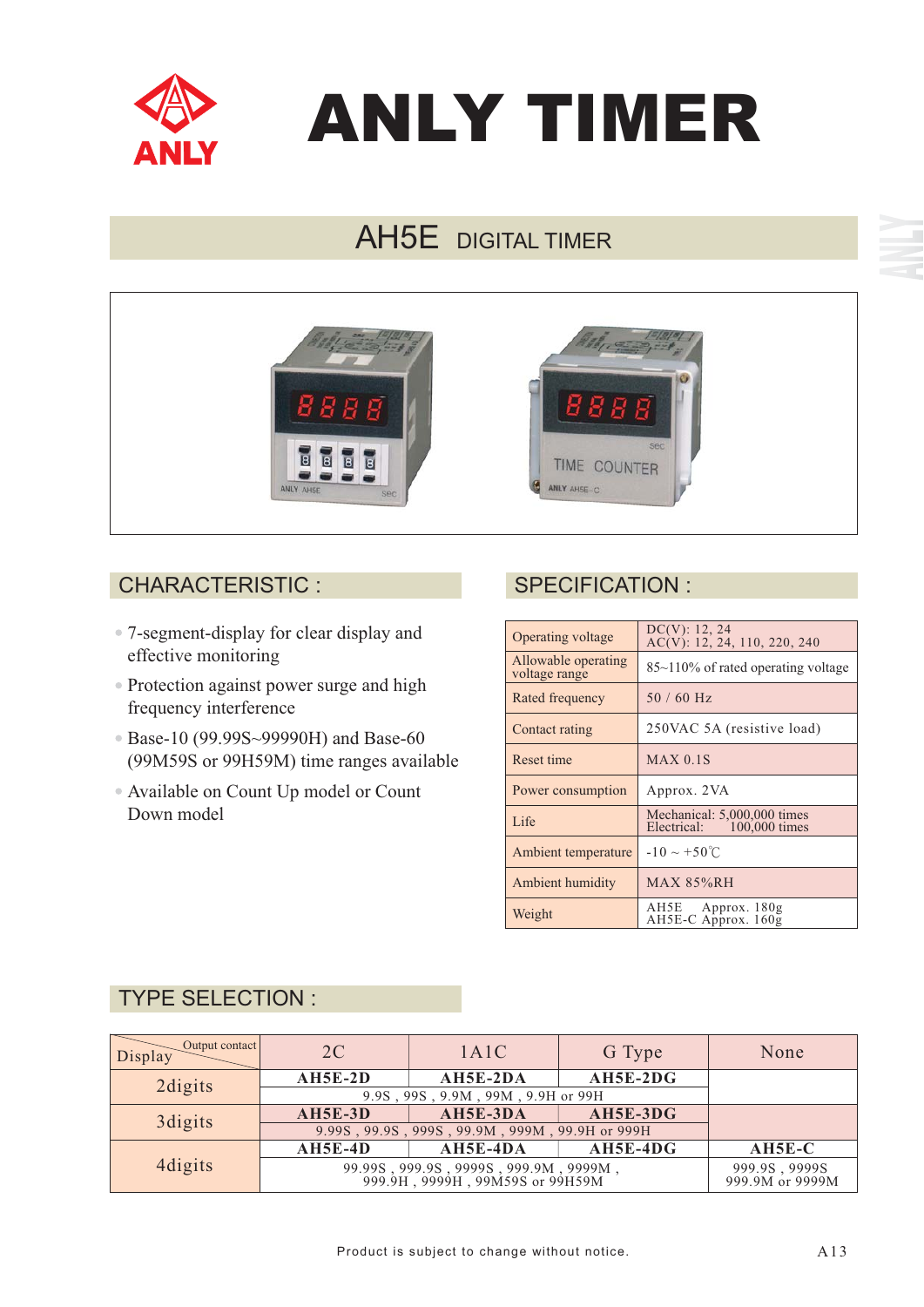# ANLY TIMER

## AH5E DIGITAL TIMER

## CHARACTERISTIC :

- 7-segment-display for clear display and effective monitoring
- Protection against power surge and high frequency interference
- Base-10 (99.99S~99990H) and Base-60 (99M59S or 99H59M) time ranges available
- Available on Count Up model or Count Down model

## SPECIFICATION :

| | |
|---|---|
| Operating voltage | DC(V): 12, 24<br>AC(V): 12, 24, 110, 220, 240 |
| Allowable operating voltage range | 85~110% of rated operating voltage |
| Rated frequency | 50 / 60 Hz |
| Contact rating | 250VAC 5A (resistive load) |
| Reset time | MAX 0.1S |
| Power consumption | Approx. 2VA |
| Life | Mechanical: 5,000,000 times<br>Electrical: 100,000 times |
| Ambient temperature | -10 ~ +50℃ |
| Ambient humidity | MAX 85%RH |
| Weight | AH5E Approx. 180g<br>AH5E-C Approx. 160g |

## TYPE SELECTION :

| Display \ Output contact | 2C | 1A1C | G Type | None |
|---|---|---|---|---|
| 2digits | **AH5E-2D** | **AH5E-2DA** | **AH5E-2DG** | |
| | 9.9S , 99S , 9.9M , 99M , 9.9H or 99H | | | |
| 3digits | **AH5E-3D** | **AH5E-3DA** | **AH5E-3DG** | |
| | 9.99S , 99.9S , 999S , 99.9M , 999M , 99.9H or 999H | | | |
| 4digits | **AH5E-4D** | **AH5E-4DA** | **AH5E-4DG** | **AH5E-C** |
| | 99.99S , 999.9S , 9999S , 999.9M , 9999M , 999.9H , 9999H , 99M59S or 99H59M | | | 999.9S , 9999S<br>999.9M or 9999M |

Product is subject to change without notice.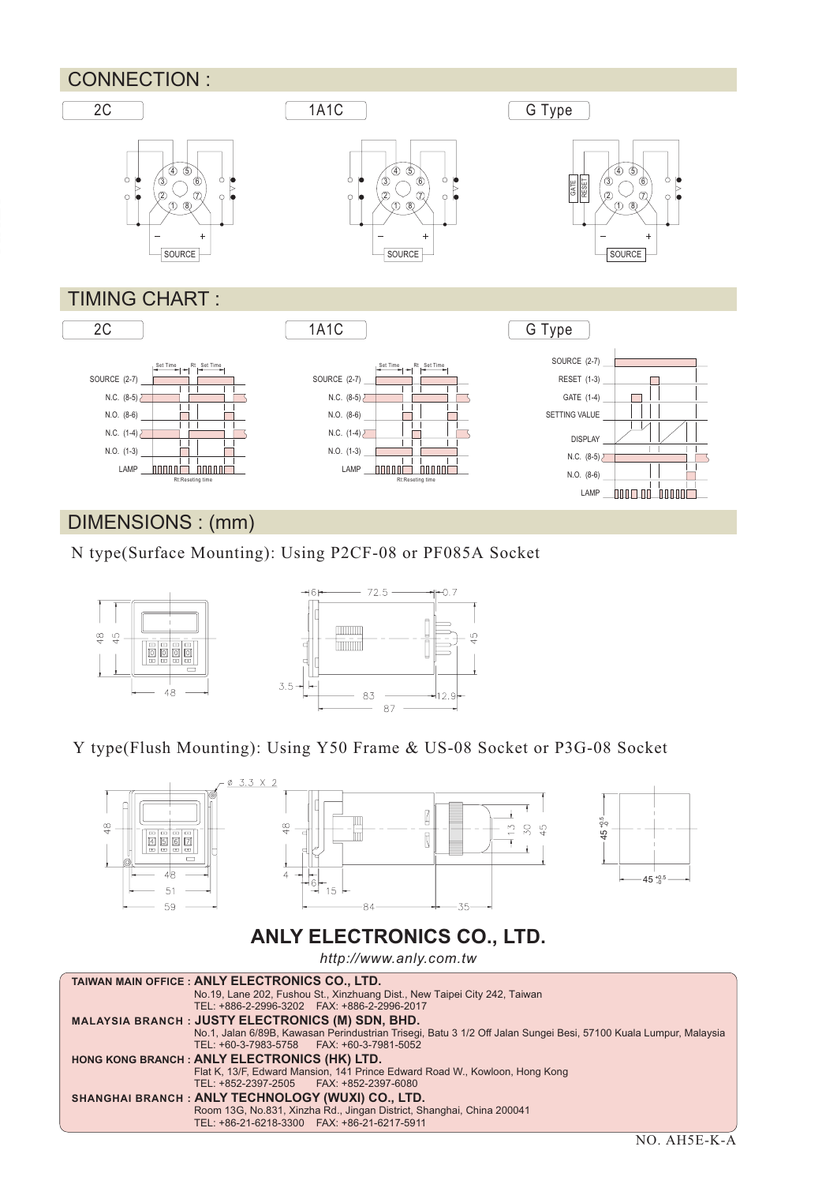## CONNECTION :

2C

SOURCE

1A1C

SOURCE

G Type

GATE
RESET
SOURCE

## TIMING CHART :

2C

Set Time
Rt
Set Time
SOURCE (2-7)
N.C. (8-5)
N.O. (8-6)
N.C. (1-4)
N.O. (1-3)
LAMP
Rt:Reseting time

1A1C

Set Time
Rt
Set Time
SOURCE (2-7)
N.C. (8-5)
N.O. (8-6)
N.C. (1-4)
N.O. (1-3)
LAMP
Rt:Reseting time

G Type

SOURCE (2-7)
RESET (1-3)
GATE (1-4)
SETTING VALUE
DISPLAY
N.C. (8-5)
N.O. (8-6)
LAMP

## DIMENSIONS : (mm)

N type(Surface Mounting): Using P2CF-08 or PF085A Socket

48
45
48
6
72.5
0.7
45
3.5
83
12.9
87

Y type(Flush Mounting): Using Y50 Frame & US-08 Socket or P3G-08 Socket

ø 3.3 X 2
48
48
51
59
48
4
6
15
84
35
13
30
45
$45^{+0.5}_{-0}$
$45^{+0.5}_{-0}$

# ANLY ELECTRONICS CO., LTD.

*http://www.anly.com.tw*

**TAIWAN MAIN OFFICE : ANLY ELECTRONICS CO., LTD.**
No.19, Lane 202, Fushou St., Xinzhuang Dist., New Taipei City 242, Taiwan
TEL: +886-2-2996-3202 FAX: +886-2-2996-2017

**MALAYSIA BRANCH : JUSTY ELECTRONICS (M) SDN, BHD.**
No.1, Jalan 6/89B, Kawasan Perindustrian Trisegi, Batu 3 1/2 Off Jalan Sungei Besi, 57100 Kuala Lumpur, Malaysia
TEL: +60-3-7983-5758 FAX: +60-3-7981-5052

**HONG KONG BRANCH : ANLY ELECTRONICS (HK) LTD.**
Flat K, 13/F, Edward Mansion, 141 Prince Edward Road W., Kowloon, Hong Kong
TEL: +852-2397-2505 FAX: +852-2397-6080

**SHANGHAI BRANCH : ANLY TECHNOLOGY (WUXI) CO., LTD.**
Room 13G, No.831, Xinzha Rd., Jingan District, Shanghai, China 200041
TEL: +86-21-6218-3300 FAX: +86-21-6217-5911

NO. AH5E-K-A